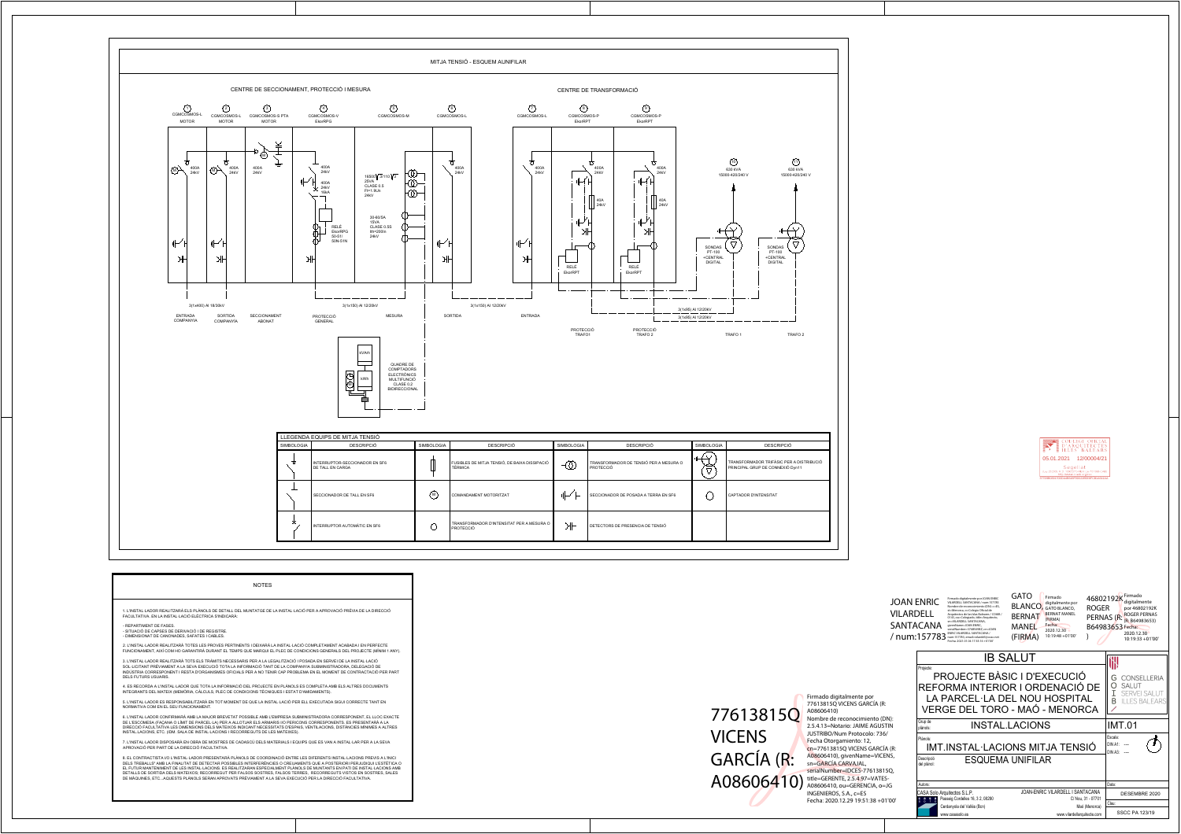# MITJA TENSIÓ - ESQUEM AUNIFILAR

## CENTRE DE SECCIONAMENT, PROTECCIÓ I MESURA

1. CGMCOSMOS-L MOTOR
2. CGMCOSMOS-L MOTOR
3. CGMCOSMOS-S PTA MOTOR
4. CGMCOSMOS-V EkorRPG
5. CGMCOSMOS-M
6. CGMCOSMOS-L

## CENTRE DE TRANSFORMACIÓ

7. CGMCOSMOS-L
8. CGMCOSMOS-P EkorRPT
9. CGMCOSMOS-P EkorRPT
10. 630 kVA 15000-420/240 V
11. 630 kVA 15000-420/240 V

400A 24kV · 400A 24kV · 400A 24kV · 400A 24kV 16kA · 400A 24kV · RELÉ EkorRPG 50-51/ 50N-51N · 16500/√3:110/√3 25VA CLASE 0.5 Ft=1.9Un 24kV · 30-60/5A 15VA CLASE 0.5S 6h=200In 24kV · 400A 24kV · 400A 24kV · 400A 24kV 40A 24kV RELÉ EkorRPT · 400A 24kV 40A 24kV RELÉ EkorRPT · SONDAS PT-100 +CENTRAL DIGITAL · SONDAS PT-100 +CENTRAL DIGITAL

3(1x400) Al 18/30kV · 3(1x150) Al 12/20kV · 3(1x150) Al 12/20kV · 3(1x95) Al 12/20kV · 3(1x95) Al 12/20kV

ENTRADA COMPANYIA · SORTIDA COMPANYIA · SECCIONAMENT ABONAT · PROTECCIÓ GENERAL · MESURA · SORTIDA · ENTRADA · PROTECCIÓ TRAFO1 · PROTECCIÓ TRAFO 2 · TRAFO 1 · TRAFO 2

kVArh · kWh · QUADRE DE COMPTADORS ELECTRÒNICS MULTIFUNCIÓ CLASE 0,2 BIDIRECCIONAL

## LLEGENDA EQUIPS DE MITJA TENSIÓ

| SIMBOLOGIA | DESCRIPCIÓ | SIMBOLOGIA | DESCRIPCIÓ | SIMBOLOGIA | DESCRIPCIÓ | SIMBOLOGIA | DESCRIPCIÓ |
|---|---|---|---|---|---|---|---|
| | INTERRUPTOR-SECCIONADOR EN SF6 DE TALL EN CARGA | | FUSIBLES DE MITJA TENSIÓ, DE BAIXA DISSIPACIÓ TÈRMICA | | TRANSFORMADOR DE TENSIÓ PER A MESURA O PROTECCIÓ | | TRANSFORMADOR TRIFÀSIC PER A DISTRIBUCIÓ PRINCIPAL GRUP DE CONNEXIÓ Dyn11 |
| | SECCIONADOR DE TALL EN SF6 | M | COMANDAMENT MOTORITZAT | | SECCIONADOR DE POSADA A TERRA EN SF6 | | CAPTADOR D'INTENSITAT |
| | INTERRUPTOR AUTOMÀTIC EN SF6 | | TRANSFORMADOR D'INTENSITAT PER A MESURA O PROTECCIÓ | | DETECTORS DE PRESENCIA DE TENSIÓ | | |

## NOTES

1. L'INSTAL·LADOR REALITZARÀ ELS PLÀNOLS DE DETALL DEL MUNTATGE DE LA INSTAL·LACIÓ PER A APROVACIÓ PRÈVIA DE LA DIRECCIÓ FACULTATIVA. EN LA INSTAL·LACIÓ ELÈCTRICA S'INDICARÀ:

- REPARTIMENT DE FASES.
- SITUACIÓ DE CAPSES DE DERIVACIÓ I DE REGISTRE.
- DIMENSIONAT DE CANONADES, SAFATES I CABLES.

2. L'INSTAL·LADOR REALITZARÀ TOTES LES PROVES PERTINENTS I DEIXARÀ LA INSTAL·LACIÓ COMPLETAMENT ACABADA I EN PERFECTE FUNCIONAMENT, AIXÍ COM HO GARANTIRÀ DURANT EL TEMPS QUE MARQUI EL PLEC DE CONDICIONS GENERALS DEL PROJECTE (MÍNIM 1 ANY).

3. L'INSTAL·LADOR REALITZARÀ TOTS ELS TRÀMITS NECESSARIS PER A LA LEGALITZACIÓ I POSADA EN SERVEI DE LA INSTAL·LACIÓ SOL·LICITANT PRÈVIAMENT A LA SEVA EXECUCIÓ TOTA LA INFORMACIÓ TANT DE LA COMPANYIA SUBMINISTRADORA, DELEGACIÓ DE INDÚSTRIA CORRESPONENT I RESTA D'ORGANISMES OFICIALS PER A NO TENIR CAP PROBLEMA EN EL MOMENT DE CONTRACTACIÓ PER PART DELS FUTURS USUARIS.

4. ES RECORDA A L'INSTAL·LADOR QUE TOTA LA INFORMACIÓ DEL PROJECTE EN PLÀNOLS ES COMPLETA AMB ELS ALTRES DOCUMENTS INTEGRANTS DEL MATEIX (MEMÒRIA, CÀLCULS, PLEC DE CONDICIONS TÈCNIQUES I ESTAT D'AMIDAMENTS).

5. L'INSTAL·LADOR ES RESPONSABILITZARÀ EN TOT MOMENT DE QUE LA INSTAL·LACIÓ PER ELL EXECUTADA SIGUI CORRECTE TANT EN NORMATIVA COM EN EL SEU FUNCIONAMENT.

6. L'INSTAL·LADOR CONFIRMARÀ AMB LA MAJOR BREVETAT POSSIBLE AMB L'EMPRESA SUBMINISTRADORA CORRESPONENT, EL LLOC EXACTE DE L'ESCOMESA (FAÇANA O LÍMIT DE PARCEL·LA) PER A ALLOTJAR ELS ARMARIS I/O PERICONS CORRESPONENTS. ES PRESENTARÀ A LA DIRECCIÓ FACULTATIVA LES DIMENSIONS DELS MATEIXOS INDICANT NECESSITATS D'ESPAIS, VENTILACIONS, DISTÀNCIES MÍNIMES A ALTRES INSTAL·LACIONS, ETC. (IDM. SALA DE INSTAL·LACIONS I RECORREGUTS DE LES MATEIXES).

7. L'INSTAL·LADOR DISPOSARÀ EN OBRA DE MOSTRES DE CADASCÚ DELS MATERIALS I EQUIPS QUE ES VAN A INSTAL·LAR PER A LA SEVA APROVACIÓ PER PART DE LA DIRECCIÓ FACULTATIVA.

8. EL CONTRACTISTA I/O L'INSTAL·LADOR PRESENTARÀ PLÀNOLS DE COORDINACIÓ ENTRE LES DIFERENTS INSTAL·LACIONS PREVIS A L'INICI DELS TREBALLS AMB LA FINALITAT DE DETECTAR POSSIBLES INTERFERÈNCIES O CREUAMENTS QUE A POSTERIORI PERJUDIQUI L'ESTÈTICA O EL FUTUR MANTENIMENT DE LES INSTAL·LACIONS. ES REALITZARAN ESPECIALMENT PLÀNOLS DE MUNTANTS EN PATI DE INSTAL·LACIONS AMB DETALLS DE SORTIDA DELS MATEIXOS; RECORREGUT PER FALSOS SOSTRES, FALSOS TERRES, RECORREGUTS VISTOS EN SOSTRES, SALES DE MÀQUINES, ETC...AQUESTS PLÀNOLS SERAN APROVATS PRÈVIAMENT A LA SEVA EXECUCIÓ PER LA DIRECCIÓ FACULTATIVA.

---

COL·LEGI OFICIAL D'ARQUITECTES ILLES BALEARS · 05.01.2021 12/00004/21 · Segell

JOAN ENRIC VILARDELL SANTACANA / num:157783 — Firmado digitalmente por JOAN ENRIC VILARDELL SANTACANA / num:157783

GATO BLANCO, BERNAT MANEL (FIRMA) — Firmado digitalmente por GATO BLANCO, BERNAT MANEL (FIRMA) Fecha: 2020.12.30 10:19:48 +01'00'

46802192K ROGER PERNAS (R: B64983653) — Firmado digitalmente por 46802192K ROGER PERNAS (R: B64983653) Fecha: 2020.12.30 10:19:33 +01'00'

77613815Q VICENS GARCÍA (R: A08606410) — Firmado digitalmente por 77613815Q VICENS GARCÍA (R: A08606410) Nombre de reconocimiento (DN): 2.5.4.13=Notario: JAIME AGUSTIN JUSTRIBO/Num Protocolo: 736/ Fecha Otorgamiento: 12, cn=77613815Q VICENS GARCÍA (R: A08606410), givenName=VICENS, sn=GARCÍA CARVAJAL, serialNumber=IDCES-77613815Q, title=GERENTE, 2.5.4.97=VATES-A08606410, ou=GERENCIA, o=JG INGENIEROS, S.A., c=ES Fecha: 2020.12.29 19:51:38 +01'00'

**IB SALUT** — CONSELLERIA SALUT / SERVEI SALUT ILLES BALEARS

Projecte: PROJECTE BÀSIC I D'EXECUCIÓ REFORMA INTERIOR I ORDENACIÓ DE LA PARCEL·LA DEL NOU HOSPITAL VERGE DEL TORO - MAÓ - MENORCA

Grup de plànols: INSTAL·LACIONS — IMT.01

Plànols: IMT.INSTAL·LACIONS MITJA TENSIÓ

Descripció del plànol: ESQUEMA UNIFILAR

Escala: DIN A1: --- DIN A3: ---

Autors: CASA Solo Arquitectos S.L.P. Passeig Cordelles 16, 3 2, 08290 Cerdanyola del Vallès (Bcn) www.casasolo.es — JOAN-ENRIC VILARDELL I SANTACANA C/ Nou, 31 - 07701 Maó (Menorca) www.vilardellarquitecte.com

Data: DESEMBRE 2020

Clau: SSCC PA 123/19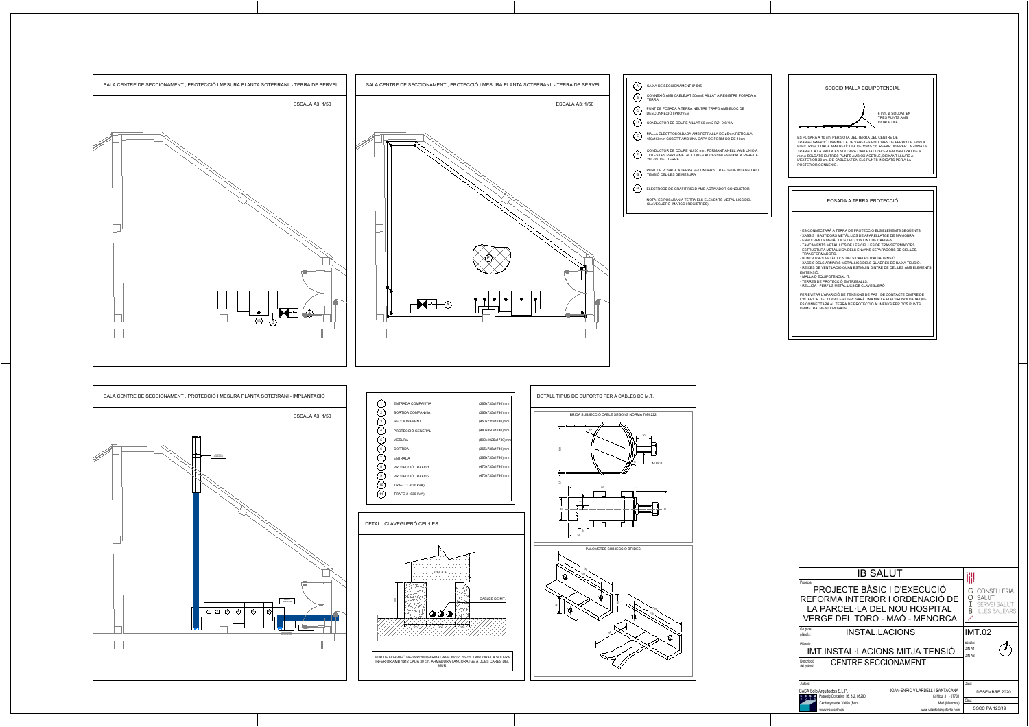## SALA CENTRE DE SECCIONAMENT , PROTECCIÓ I MESURA PLANTA SOTERRANI - TERRA DE SERVEI

ESCALA A3: 1/50

## SALA CENTRE DE SECCIONAMENT , PROTECCIÓ I MESURA PLANTA SOTERRANI - TERRA DE SERVEI

ESCALA A3: 1/50

- (A) CAIXA DE SECCIONAMENT IP 545
- (B) CONNEXIÓ AMB CABLEJAT 50mm2 AÏLLAT A REGISTRE POSADA A TERRA
- (C) PUNT DE POSADA A TERRA NEUTRE TRAFO AMB BLOC DE DESCONNEXIÓ I PROVES
- (D) CONDUCTOR DE COURE AÏLLAT 50 mm2 RZ1 0,6/1kV
- (E) MALLA ELECTROSOLDADA AMB FERRALLA DE ø5mm RETÍCULA 150x150mm COBERT AMB UNA CAPA DE FORMIGÓ DE 10cm
- (F) CONDUCTOR DE COURE NU 50 mm. FORMANT ANELL AMB UNIÓ A TOTES LES PARTS METÀL·LIQUES ACCESSIBLES FIXAT A PARET A 280 cm. DEL TERRA
- (G) PUNT DE POSADA A TERRA SECUNDARIS TRAFOS DE INTENSITAT I TENSIÓ CEL·LES DE MESURA
- (H) ELÈCTRODE DE GRAFIT RÍGID AMB ACTIVADOR-CONDUCTOR

NOTA: ES POSARAN A TERRA ELS ELEMENTS METÀL·LICS DEL CLAVEGUERÓ (MARCS I REGISTRES)

## SECCIÓ MALLA EQUIPOTENCIAL

6 mm. ø SOLDAT EN TRES PUNTS AMB OXIACETILE

ES POSARÀ A 10 cm. PER SOTA DEL TERRA DEL CENTRE DE TRANSFORMACIÓ UNA MALLA DE VARETES RODONES DE FERRO DE 5 mm.ø ELECTROSOLDADA AMB RETÍCULA DE 15x15 cm. REPARTIDA PER LA ZONA DE TRÀNSIT. A LA MALLA ES SOLDARÀ CABLEJAT D'ACER GALVANITZAT DE 6 mm.ø SOLDATS EN TRES PUNTS AMB OXIACETILE, DEIXANT LLIURE A L'EXTERIOR 30 cm. DE CABLEJAT EN ELS PUNTS INDICATS PER A LA POSTERIOR CONNEXIÓ.

## POSADA A TERRA PROTECCIÓ

- ES CONNECTARÀ A TERRA DE PROTECCIÓ ELS ELEMENTS SEGÜENTS:
- XASSÍS I BASTIDORS METÀL·LICS DE APARELLATGE DE MANIOBRA.
- ENVOLVENTS METÀL·LICS DEL CONJUNT DE CABINES.
- TANCAMENTS METÀL·LICS DE LES CEL·LES DE TRANSFORMADORS.
- ESTRUCTURA METÀL·LICA DELS ENVANS SEPARADORS DE CEL·LES.
- TRANSFORMADORS.
- BLINDATGES METÀL·LICS DELS CABLES D'ALTA TENSIÓ.
- XASSÍS DELS ARMARIS METÀL·LICS DELS QUADRES DE BAIXA TENSIÓ.
- REIXES DE VENTILACIÓ QUAN ESTIGUIN DINTRE DE CEL·LES AMB ELEMENTS EN TENSIÓ.
- MALLA O EQUIPOTENCIAL IT.
- TERRES DE PROTECCIÓ EN TREBALLS.
- RELLIGA I PERFILS METÀL·LICS DE CLAVEGUERÓ

PER EVITAR L'APARICIÓ DE TENSIONS DE PAS I DE CONTACTE DINTRE DE L'INTERIOR DEL LOCAL ES DISPOSARÀ UNA MALLA ELECTROSOLDADA QUE ES CONNECTARÀ AL TERRA DE PROTECCIÓ AL MENYS PER DOS PUNTS DIAMETRALMENT OPOSATS.

## SALA CENTRE DE SECCIONAMENT , PROTECCIÓ I MESURA PLANTA SOTERRANI - IMPLANTACIÓ

ESCALA A3: 1/50

| Nº | Element | Dimensions |
|---|---|---|
| 1 | ENTRADA COMPANYIA | (365x735x1740)mm |
| 2 | SORTIDA COMPANYIA | (365x735x1740)mm |
| 3 | SECCIONAMENT | (450x735x1740)mm |
| 4 | PROTECCIÓ GENERAL | (480x850x1740)mm |
| 5 | MESURA | (800x1025x1740)mm |
| 6 | SORTIDA | (365x735x1740)mm |
| 7 | ENTRADA | (365x735x1740)mm |
| 8 | PROTECCIÓ TRAFO 1 | (470x735x1740)mm |
| 9 | PROTECCIÓ TRAFO 2 | (470x735x1740)mm |
| 10 | TRAFO 1 (630 kVA) | |
| 11 | TRAFO 2 (630 kVA) | |

## DETALL TIPUS DE SUPORTS PER A CABLES DE M.T.

BRIDA SUBJECCIÓ CABLE SEGONS NORMA 70M 222

M-8x30

PALOMETES SUBJECCIÓ BRIDES

## DETALL CLAVEGUERÓ CEL·LES

CEL·LA

CABLES DE M.T.

MUR DE FORMIGÓ HA-25/P/20/IIa ARMAT AMB #ø10c. 15 cm. I ANCORAT A SOLERA INFERIOR AMB 1ø12 CADA 30 cm. ARMADURA I ANCORATGE A DUES CARES DEL MUR

---

**IB SALUT**

Projecte: PROJECTE BÀSIC I D'EXECUCIÓ REFORMA INTERIOR I ORDENACIÓ DE LA PARCEL·LA DEL NOU HOSPITAL VERGE DEL TORO - MAÓ - MENORCA

GOIB CONSELLERIA SALUT SERVEI SALUT ILLES BALEARS

Grup de plànols: INSTAL.LACIONS — IMT.02

Plànol: IMT.INSTAL·LACIONS MITJA TENSIÓ

Descripció del plànol: CENTRE SECCIONAMENT

Escala: DIN A1: --- DIN A3: ---

Autors: CASA Solo Arquitectos S.L.P. Passeig Cordellas 16, 3 2, 08280 Cerdanyola del Vallès (Bcn) www.casasolo.es — JOAN-ENRIC VILARDELL I SANTACANA C/ Nou, 31 - 07701 Maó (Menorca) www.vilardellarquitecte.com

Data: DESEMBRE 2020

Clau: SSCC PA 123/19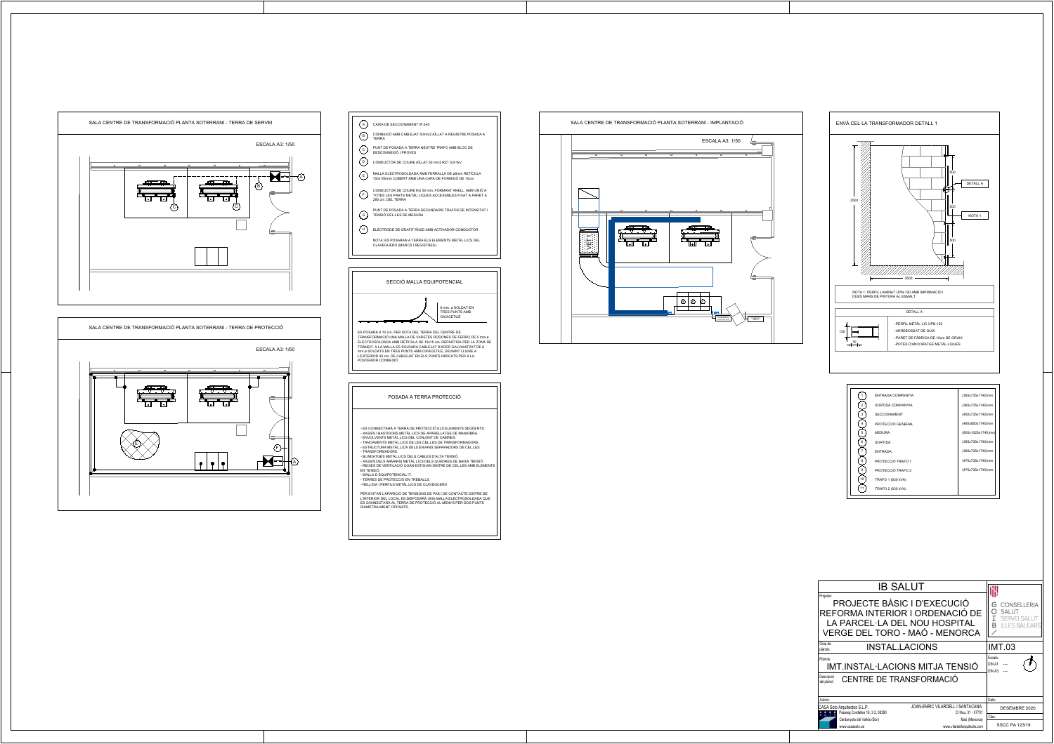## SALA CENTRE DE TRANSFORMACIÓ PLANTA SOTERRANI - TERRA DE SERVEI

ESCALA A3: 1/50

## SALA CENTRE DE TRANSFORMACIÓ PLANTA SOTERRANI - TERRA DE PROTECCIÓ

ESCALA A3: 1/50

| | |
|---|---|
| A | CAIXA DE SECCIONAMENT IP.545 |
| B | CONNEXIÓ AMB CABLEJAT 50mm2 AÏLLAT A REGISTRE POSADA A TERRA |
| C | PUNT DE POSADA A TERRA NEUTRE TRAFO AMB BLOC DE DESCONNEXIÓ I PROVES |
| D | CONDUCTOR DE COURE AÏLLAT 50 mm2 RZ1 0,6/1kV |
| E | MALLA ELECTROSOLDADA AMB FERRALLA DE ø5mm RETÍCULA 150x150mm COBERT AMB UNA CAPA DE FORMIGÓ DE 10cm |
| F | CONDUCTOR DE COURE NU 50 mm. FORMANT ANELL, AMB UNIÓ A TOTES LES PARTS METÀL·LIQUES ACCESSIBLES FIXAT A PARET A 280 cm. DEL TERRA. |
| G | PUNT DE POSADA A TERRA SECUNDARIS TRAFOS DE INTENSITAT I TENSIÓ CEL·LES DE MESURA |
| H | ELÈCTRODE DE GRAFIT RÍGID AMB ACTIVADOR-CONDUCTOR |

NOTA: ES POSARAN A TERRA ELS ELEMENTS METÀL·LICS DEL CLAVEGUERÓ (MARCS I REGISTRES)

## SECCIÓ MALLA EQUIPOTENCIAL

6 mm. ø SOLDAT EN TRES PUNTS AMB OXIACETILÈ

ES POSARÀ A 10 cm. PER SOTA DEL TERRA DEL CENTRE DE TRANSFORMACIÓ UNA MALLA DE VARETES RODONES DE FERRO DE 5 mm.ø ELECTROSOLDADA AMB RETÍCULA DE 15x15 cm. REPARTIDA PER LA ZONA DE TRÀNSIT. A LA MALLA ES SOLDARÀ CABLEJAT D'ACER GALVANITZAT DE 6 mm.ø SOLDATS EN TRES PUNTS AMB OXIACETILÈ, DEIXANT LLIURE A L'EXTERIOR 30 cm. DE CABLEJAT EN ELS PUNTS INDICATS PER A LA POSTERIOR CONNEXIÓ.

## POSADA A TERRA PROTECCIÓ

- ES CONNECTARÀ A TERRA DE PROTECCIÓ ELS ELEMENTS SEGÜENTS:
- XASSIS I BASTIDORS METÀL·LICS DE APARELLATGE DE MANIOBRA.
- ENVOLVENTS METÀL·LICS DEL CONJUNT DE CABINES.
- TANCAMENTS METÀL·LICS DE LES CEL·LES DE TRANSFORMADORS.
- ESTRUCTURA METÀL·LICA DELS ENVANS SEPARADORS DE CEL·LES.
- TRANSFORMADORS.
- BLINDATGES METÀL·LICS DELS CABLES D'ALTA TENSIÓ.
- XASSIS DELS ARMARIS METÀL·LICS DELS QUADRES DE BAIXA TENSIÓ.
- REIXES DE VENTILACIÓ QUAN ESTIGUIN DINTRE DE CEL·LES AMB ELEMENTS EN TENSIÓ.
- MALLA D EQUIPOTENCIALIT.
- TERRES DE PROTECCIÓ EN TREBALLS.
- RELLIGA I PERFILS METÀL·LICS DE CLAVEGUERÓ

PER EVITAR L'APARICIÓ DE TENSIONS DE PAS I DE CONTACTE DINTRE DE L'INTERIOR DEL LOCAL ES DISPOSARÀ UNA MALLA ELECTROSOLDADA QUE ES CONNECTARÀ AL TERRA DE PROTECCIÓ AL MENYS PER DOS PUNTS DIAMETRALMENT OPOSATS.

## SALA CENTRE DE TRANSFORMACIÓ PLANTA SOTERRANI - IMPLANTACIÓ

ESCALA A3: 1/50

## ENVÀ CEL·LA TRANSFORMADOR DETALL 1

2500
3500
DETALL A
NOTA 1

NOTA 1: PERFIL LAMINAT UPN-120 AMB IMPRIMACIÓ I DUES MANS DE PINTURA AL ESMALT

### DETALL A

120
70

- PERFIL METÀL·LIC UPN-120
- ARREBOSSAT DE GUIX
- PARET DE FÀBRICA DE 10cm DE GRUIX
- POTES D'ANCORATGE METÀL·LIQUES

| | | |
|---|---|---|
| 1 | ENTRADA COMPANYIA | (365x735x1740)mm |
| 2 | SORTIDA COMPANYIA | (365x735x1740)mm |
| 3 | SECCIONAMENT | (450x735x1740)mm |
| 4 | PROTECCIÓ GENERAL | (480x850x1740)mm |
| 5 | MESURA | (800x1025x1740)mm |
| 6 | SORTIDA | (365x735x1740)mm |
| 7 | ENTRADA | (365x735x1740)mm |
| 8 | PROTECCIÓ TRAFO 1 | (470x735x1740)mm |
| 9 | PROTECCIÓ TRAFO 2 | (470x735x1740)mm |
| 10 | TRAFO 1 (630 kVA) | |
| 11 | TRAFO 2 (630 kVA) | |

# IB SALUT

Projecte: PROJECTE BÀSIC I D'EXECUCIÓ REFORMA INTERIOR I ORDENACIÓ DE LA PARCEL·LA DEL NOU HOSPITAL VERGE DEL TORO - MAÓ - MENORCA

G O I B — CONSELLERIA SALUT / SERVEI SALUT ILLES BALEARS

Grup de plànols: INSTAL.LACIONS — IMT.03

Plànol: IMT.INSTAL·LACIONS MITJA TENSIÓ

Escala: DIN A1: --- DIN A3: ---

Descripció del plànol: CENTRE DE TRANSFORMACIÓ

Autors:
CASA Solo Arquitectos S.L.P. Passeig Cordelles 16, 3 2, 08290 Cerdanyola del Vallès (Bcn) www.casasolo.es
JOAN-ENRIC VILARDELL I SANTACANA C/ Nou, 31 - 07701 Maó (Menorca) www.vilardellarquitecte.com

Data: DESEMBRE 2020

Clau: SSCC PA 123/19